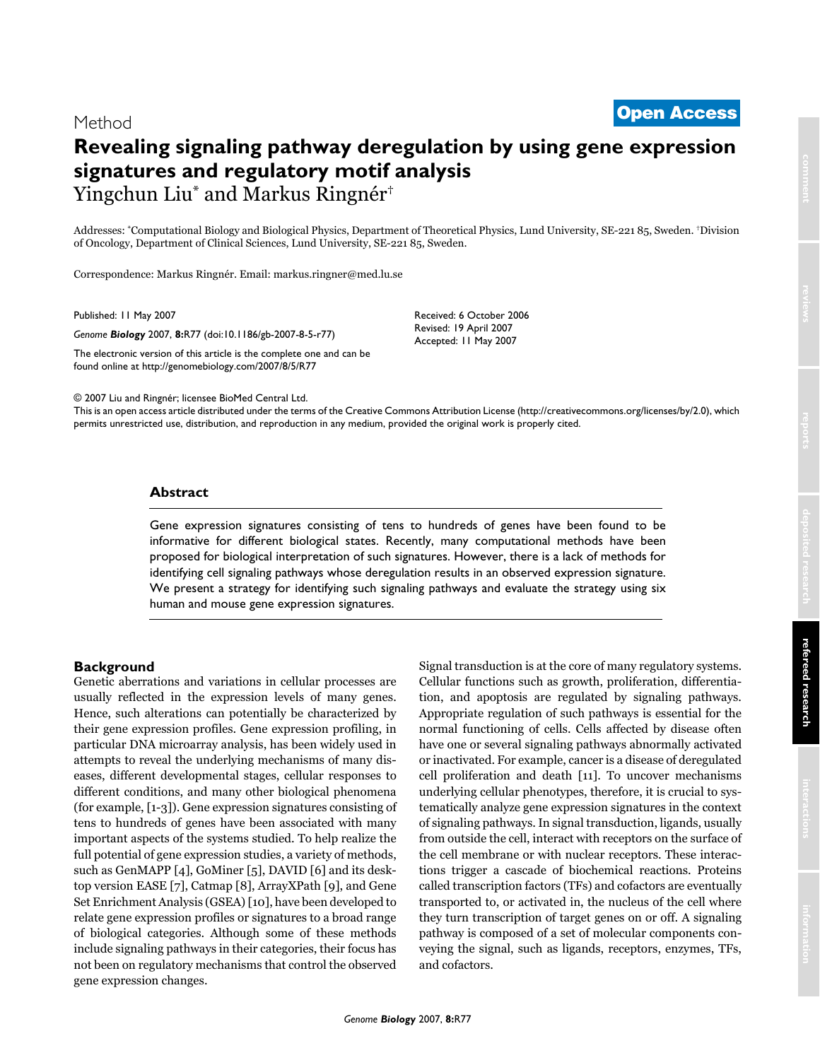Method

**Open Access**

# Revealing signaling pathway deregulation by using gene expression signatures and regulatory motif analysis

Yingchun Liu[*] and Markus Ringnér[†]

Addresses: [*]Computational Biology and Biological Physics, Department of Theoretical Physics, Lund University, SE-221 85, Sweden. [†]Division of Oncology, Department of Clinical Sciences, Lund University, SE-221 85, Sweden.

Correspondence: Markus Ringnér. Email: markus.ringner@med.lu.se

Published: 11 May 2007

*Genome* ***Biology*** 2007, **8:**R77 (doi:10.1186/gb-2007-8-5-r77)

The electronic version of this article is the complete one and can be found online at http://genomebiology.com/2007/8/5/R77

Received: 6 October 2006
Revised: 19 April 2007
Accepted: 11 May 2007

© 2007 Liu and Ringnér; licensee BioMed Central Ltd.
This is an open access article distributed under the terms of the Creative Commons Attribution License (http://creativecommons.org/licenses/by/2.0), which permits unrestricted use, distribution, and reproduction in any medium, provided the original work is properly cited.

## Abstract

Gene expression signatures consisting of tens to hundreds of genes have been found to be informative for different biological states. Recently, many computational methods have been proposed for biological interpretation of such signatures. However, there is a lack of methods for identifying cell signaling pathways whose deregulation results in an observed expression signature. We present a strategy for identifying such signaling pathways and evaluate the strategy using six human and mouse gene expression signatures.

## Background

Genetic aberrations and variations in cellular processes are usually reflected in the expression levels of many genes. Hence, such alterations can potentially be characterized by their gene expression profiles. Gene expression profiling, in particular DNA microarray analysis, has been widely used in attempts to reveal the underlying mechanisms of many diseases, different developmental stages, cellular responses to different conditions, and many other biological phenomena (for example, [1-3]). Gene expression signatures consisting of tens to hundreds of genes have been associated with many important aspects of the systems studied. To help realize the full potential of gene expression studies, a variety of methods, such as GenMAPP [4], GoMiner [5], DAVID [6] and its desktop version EASE [7], Catmap [8], ArrayXPath [9], and Gene Set Enrichment Analysis (GSEA) [10], have been developed to relate gene expression profiles or signatures to a broad range of biological categories. Although some of these methods include signaling pathways in their categories, their focus has not been on regulatory mechanisms that control the observed gene expression changes.

Signal transduction is at the core of many regulatory systems. Cellular functions such as growth, proliferation, differentiation, and apoptosis are regulated by signaling pathways. Appropriate regulation of such pathways is essential for the normal functioning of cells. Cells affected by disease often have one or several signaling pathways abnormally activated or inactivated. For example, cancer is a disease of deregulated cell proliferation and death [11]. To uncover mechanisms underlying cellular phenotypes, therefore, it is crucial to systematically analyze gene expression signatures in the context of signaling pathways. In signal transduction, ligands, usually from outside the cell, interact with receptors on the surface of the cell membrane or with nuclear receptors. These interactions trigger a cascade of biochemical reactions. Proteins called transcription factors (TFs) and cofactors are eventually transported to, or activated in, the nucleus of the cell where they turn transcription of target genes on or off. A signaling pathway is composed of a set of molecular components conveying the signal, such as ligands, receptors, enzymes, TFs, and cofactors.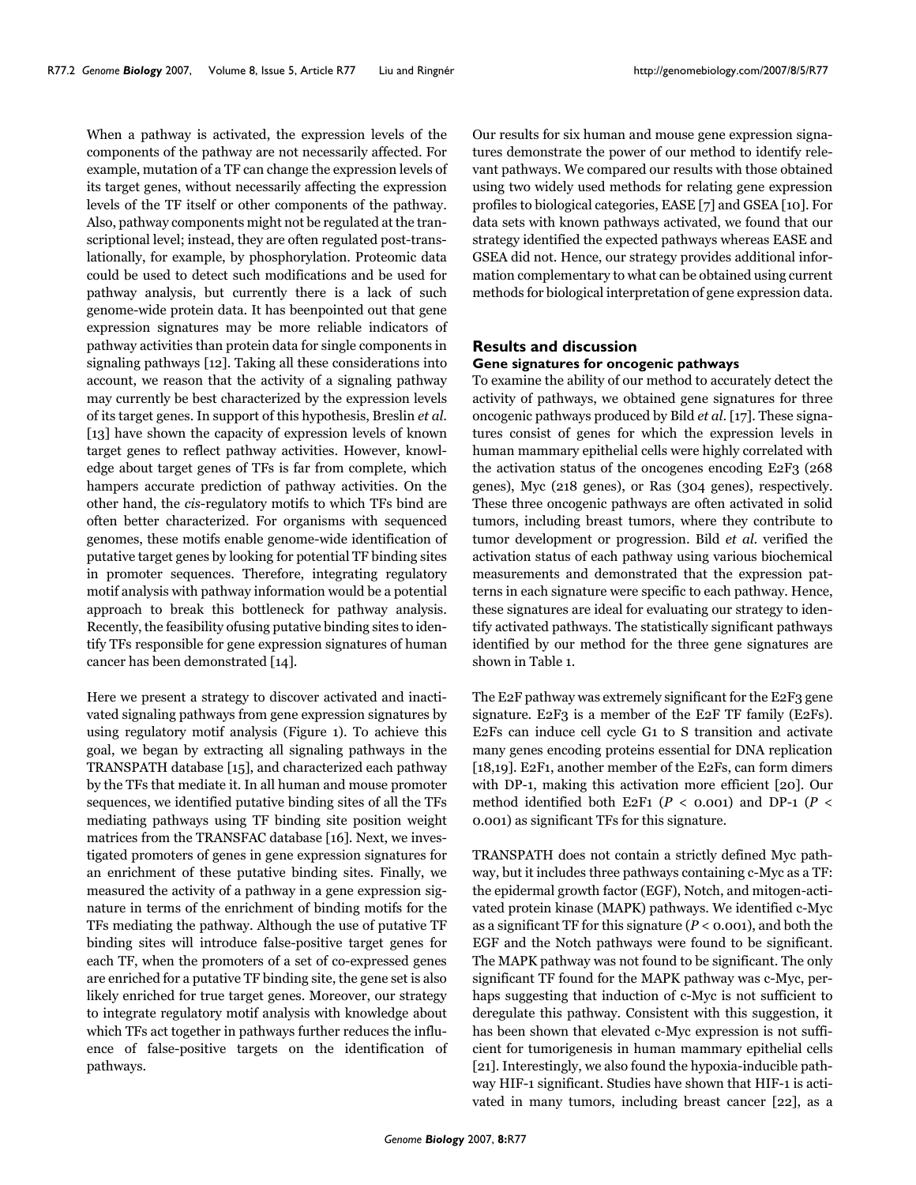When a pathway is activated, the expression levels of the components of the pathway are not necessarily affected. For example, mutation of a TF can change the expression levels of its target genes, without necessarily affecting the expression levels of the TF itself or other components of the pathway. Also, pathway components might not be regulated at the transcriptional level; instead, they are often regulated post-translationally, for example, by phosphorylation. Proteomic data could be used to detect such modifications and be used for pathway analysis, but currently there is a lack of such genome-wide protein data. It has beenpointed out that gene expression signatures may be more reliable indicators of pathway activities than protein data for single components in signaling pathways [12]. Taking all these considerations into account, we reason that the activity of a signaling pathway may currently be best characterized by the expression levels of its target genes. In support of this hypothesis, Breslin *et al.* [13] have shown the capacity of expression levels of known target genes to reflect pathway activities. However, knowledge about target genes of TFs is far from complete, which hampers accurate prediction of pathway activities. On the other hand, the *cis*-regulatory motifs to which TFs bind are often better characterized. For organisms with sequenced genomes, these motifs enable genome-wide identification of putative target genes by looking for potential TF binding sites in promoter sequences. Therefore, integrating regulatory motif analysis with pathway information would be a potential approach to break this bottleneck for pathway analysis. Recently, the feasibility ofusing putative binding sites to identify TFs responsible for gene expression signatures of human cancer has been demonstrated [14].

Here we present a strategy to discover activated and inactivated signaling pathways from gene expression signatures by using regulatory motif analysis (Figure 1). To achieve this goal, we began by extracting all signaling pathways in the TRANSPATH database [15], and characterized each pathway by the TFs that mediate it. In all human and mouse promoter sequences, we identified putative binding sites of all the TFs mediating pathways using TF binding site position weight matrices from the TRANSFAC database [16]. Next, we investigated promoters of genes in gene expression signatures for an enrichment of these putative binding sites. Finally, we measured the activity of a pathway in a gene expression signature in terms of the enrichment of binding motifs for the TFs mediating the pathway. Although the use of putative TF binding sites will introduce false-positive target genes for each TF, when the promoters of a set of co-expressed genes are enriched for a putative TF binding site, the gene set is also likely enriched for true target genes. Moreover, our strategy to integrate regulatory motif analysis with knowledge about which TFs act together in pathways further reduces the influence of false-positive targets on the identification of pathways.

Our results for six human and mouse gene expression signatures demonstrate the power of our method to identify relevant pathways. We compared our results with those obtained using two widely used methods for relating gene expression profiles to biological categories, EASE [7] and GSEA [10]. For data sets with known pathways activated, we found that our strategy identified the expected pathways whereas EASE and GSEA did not. Hence, our strategy provides additional information complementary to what can be obtained using current methods for biological interpretation of gene expression data.

## Results and discussion

### Gene signatures for oncogenic pathways

To examine the ability of our method to accurately detect the activity of pathways, we obtained gene signatures for three oncogenic pathways produced by Bild *et al.* [17]. These signatures consist of genes for which the expression levels in human mammary epithelial cells were highly correlated with the activation status of the oncogenes encoding E2F3 (268 genes), Myc (218 genes), or Ras (304 genes), respectively. These three oncogenic pathways are often activated in solid tumors, including breast tumors, where they contribute to tumor development or progression. Bild *et al.* verified the activation status of each pathway using various biochemical measurements and demonstrated that the expression patterns in each signature were specific to each pathway. Hence, these signatures are ideal for evaluating our strategy to identify activated pathways. The statistically significant pathways identified by our method for the three gene signatures are shown in Table 1.

The E2F pathway was extremely significant for the E2F3 gene signature. E2F3 is a member of the E2F TF family (E2Fs). E2Fs can induce cell cycle G1 to S transition and activate many genes encoding proteins essential for DNA replication [18,19]. E2F1, another member of the E2Fs, can form dimers with DP-1, making this activation more efficient [20]. Our method identified both E2F1 ($P < 0.001$) and DP-1 ($P < 0.001$) as significant TFs for this signature.

TRANSPATH does not contain a strictly defined Myc pathway, but it includes three pathways containing c-Myc as a TF: the epidermal growth factor (EGF), Notch, and mitogen-activated protein kinase (MAPK) pathways. We identified c-Myc as a significant TF for this signature ($P < 0.001$), and both the EGF and the Notch pathways were found to be significant. The MAPK pathway was not found to be significant. The only significant TF found for the MAPK pathway was c-Myc, perhaps suggesting that induction of c-Myc is not sufficient to deregulate this pathway. Consistent with this suggestion, it has been shown that elevated c-Myc expression is not sufficient for tumorigenesis in human mammary epithelial cells [21]. Interestingly, we also found the hypoxia-inducible pathway HIF-1 significant. Studies have shown that HIF-1 is activated in many tumors, including breast cancer [22], as a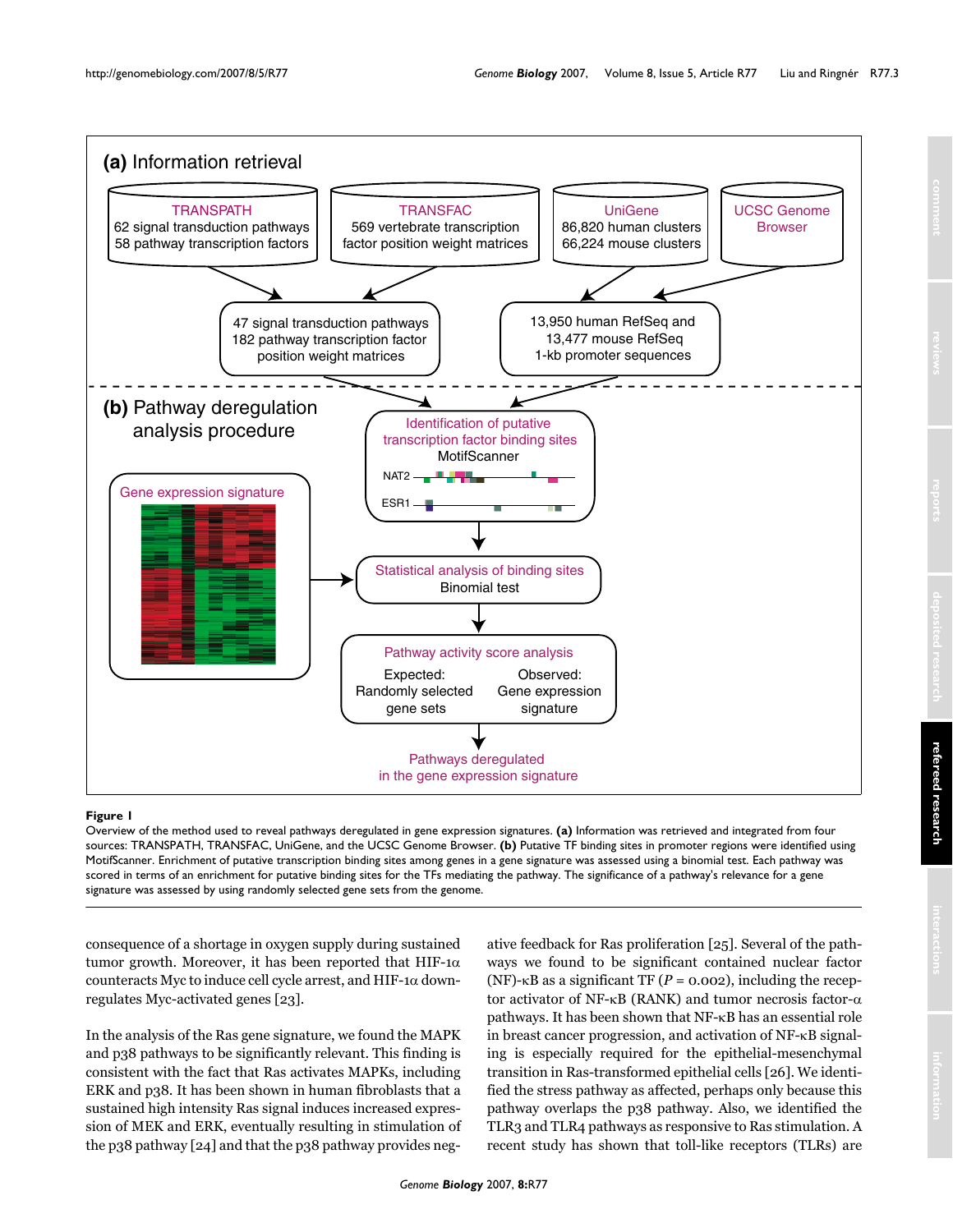**Figure 1**

Overview of the method used to reveal pathways deregulated in gene expression signatures. **(a)** Information was retrieved and integrated from four sources: TRANSPATH, TRANSFAC, UniGene, and the UCSC Genome Browser. **(b)** Putative TF binding sites in promoter regions were identified using MotifScanner. Enrichment of putative transcription binding sites among genes in a gene signature was assessed using a binomial test. Each pathway was scored in terms of an enrichment for putative binding sites for the TFs mediating the pathway. The significance of a pathway's relevance for a gene signature was assessed by using randomly selected gene sets from the genome.

consequence of a shortage in oxygen supply during sustained tumor growth. Moreover, it has been reported that HIF-1α counteracts Myc to induce cell cycle arrest, and HIF-1α downregulates Myc-activated genes [23].

In the analysis of the Ras gene signature, we found the MAPK and p38 pathways to be significantly relevant. This finding is consistent with the fact that Ras activates MAPKs, including ERK and p38. It has been shown in human fibroblasts that a sustained high intensity Ras signal induces increased expression of MEK and ERK, eventually resulting in stimulation of the p38 pathway [24] and that the p38 pathway provides negative feedback for Ras proliferation [25]. Several of the pathways we found to be significant contained nuclear factor (NF)-κB as a significant TF ($P$ = 0.002), including the receptor activator of NF-κB (RANK) and tumor necrosis factor-α pathways. It has been shown that NF-κB has an essential role in breast cancer progression, and activation of NF-κB signaling is especially required for the epithelial-mesenchymal transition in Ras-transformed epithelial cells [26]. We identified the stress pathway as affected, perhaps only because this pathway overlaps the p38 pathway. Also, we identified the TLR3 and TLR4 pathways as responsive to Ras stimulation. A recent study has shown that toll-like receptors (TLRs) are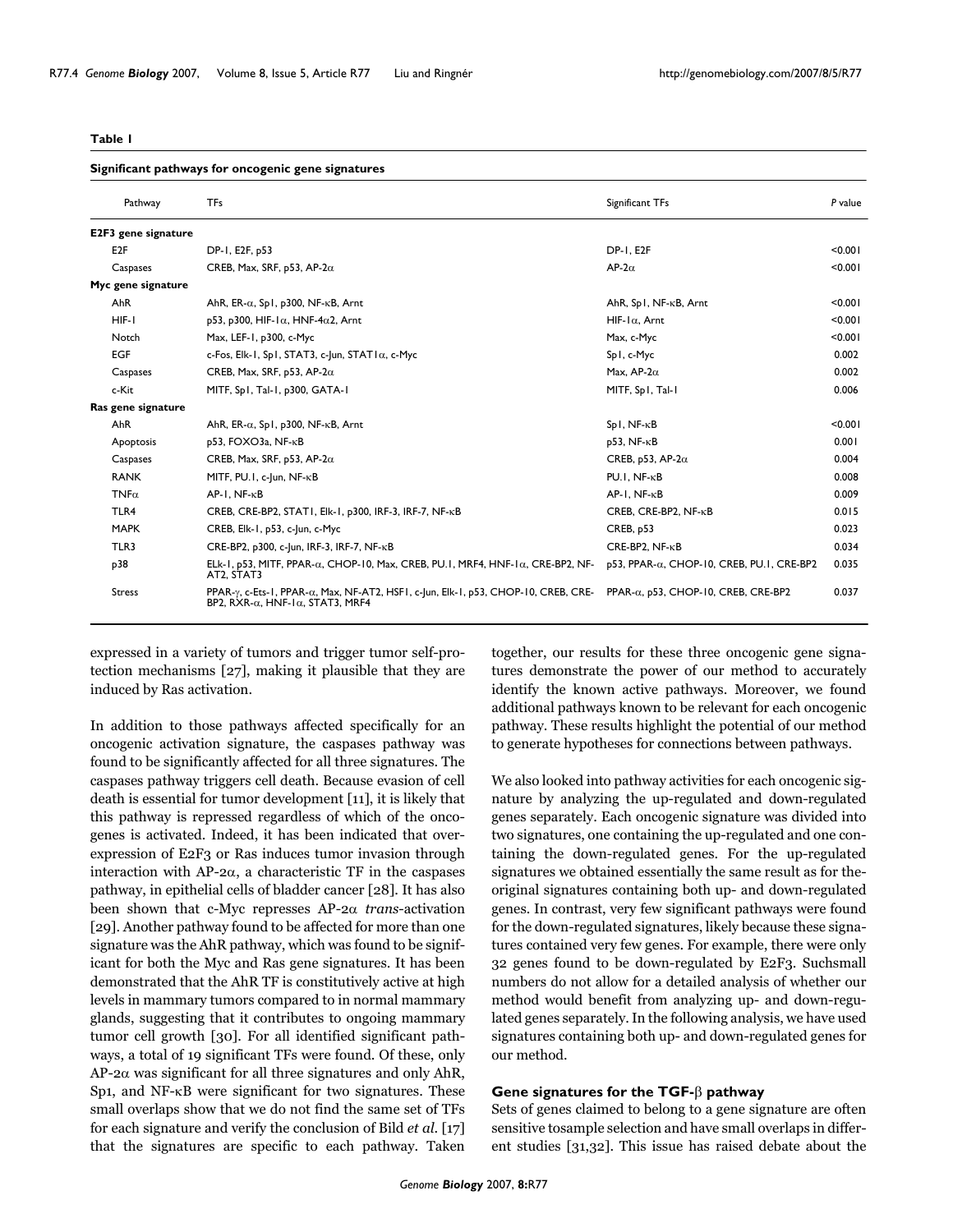**Table 1**

**Significant pathways for oncogenic gene signatures**

| Pathway | TFs | Significant TFs | *P* value |
|---|---|---|---|
| **E2F3 gene signature** | | | |
| E2F | DP-1, E2F, p53 | DP-1, E2F | <0.001 |
| Caspases | CREB, Max, SRF, p53, AP-2α | AP-2α | <0.001 |
| **Myc gene signature** | | | |
| AhR | AhR, ER-α, Sp1, p300, NF-κB, Arnt | AhR, Sp1, NF-κB, Arnt | <0.001 |
| HIF-1 | p53, p300, HIF-1α, HNF-4α2, Arnt | HIF-1α, Arnt | <0.001 |
| Notch | Max, LEF-1, p300, c-Myc | Max, c-Myc | <0.001 |
| EGF | c-Fos, Elk-1, Sp1, STAT3, c-Jun, STAT1α, c-Myc | Sp1, c-Myc | 0.002 |
| Caspases | CREB, Max, SRF, p53, AP-2α | Max, AP-2α | 0.002 |
| c-Kit | MITF, Sp1, Tal-1, p300, GATA-1 | MITF, Sp1, Tal-1 | 0.006 |
| **Ras gene signature** | | | |
| AhR | AhR, ER-α, Sp1, p300, NF-κB, Arnt | Sp1, NF-κB | <0.001 |
| Apoptosis | p53, FOXO3a, NF-κB | p53, NF-κB | 0.001 |
| Caspases | CREB, Max, SRF, p53, AP-2α | CREB, p53, AP-2α | 0.004 |
| RANK | MITF, PU.1, c-Jun, NF-κB | PU.1, NF-κB | 0.008 |
| TNFα | AP-1, NF-κB | AP-1, NF-κB | 0.009 |
| TLR4 | CREB, CRE-BP2, STAT1, Elk-1, p300, IRF-3, IRF-7, NF-κB | CREB, CRE-BP2, NF-κB | 0.015 |
| MAPK | CREB, Elk-1, p53, c-Jun, c-Myc | CREB, p53 | 0.023 |
| TLR3 | CRE-BP2, p300, c-Jun, IRF-3, IRF-7, NF-κB | CRE-BP2, NF-κB | 0.034 |
| p38 | ELk-1, p53, MITF, PPAR-α, CHOP-10, Max, CREB, PU.1, MRF4, HNF-1α, CRE-BP2, NF-AT2, STAT3 | p53, PPAR-α, CHOP-10, CREB, PU.1, CRE-BP2 | 0.035 |
| Stress | PPAR-γ, c-Ets-1, PPAR-α, Max, NF-AT2, HSF1, c-Jun, Elk-1, p53, CHOP-10, CREB, CRE-BP2, RXR-α, HNF-1α, STAT3, MRF4 | PPAR-α, p53, CHOP-10, CREB, CRE-BP2 | 0.037 |

expressed in a variety of tumors and trigger tumor self-protection mechanisms [27], making it plausible that they are induced by Ras activation.

In addition to those pathways affected specifically for an oncogenic activation signature, the caspases pathway was found to be significantly affected for all three signatures. The caspases pathway triggers cell death. Because evasion of cell death is essential for tumor development [11], it is likely that this pathway is repressed regardless of which of the oncogenes is activated. Indeed, it has been indicated that over-expression of E2F3 or Ras induces tumor invasion through interaction with AP-2α, a characteristic TF in the caspases pathway, in epithelial cells of bladder cancer [28]. It has also been shown that c-Myc represses AP-2α *trans*-activation [29]. Another pathway found to be affected for more than one signature was the AhR pathway, which was found to be significant for both the Myc and Ras gene signatures. It has been demonstrated that the AhR TF is constitutively active at high levels in mammary tumors compared to in normal mammary glands, suggesting that it contributes to ongoing mammary tumor cell growth [30]. For all identified significant pathways, a total of 19 significant TFs were found. Of these, only AP-2α was significant for all three signatures and only AhR, Sp1, and NF-κB were significant for two signatures. These small overlaps show that we do not find the same set of TFs for each signature and verify the conclusion of Bild *et al.* [17] that the signatures are specific to each pathway. Taken together, our results for these three oncogenic gene signatures demonstrate the power of our method to accurately identify the known active pathways. Moreover, we found additional pathways known to be relevant for each oncogenic pathway. These results highlight the potential of our method to generate hypotheses for connections between pathways.

We also looked into pathway activities for each oncogenic signature by analyzing the up-regulated and down-regulated genes separately. Each oncogenic signature was divided into two signatures, one containing the up-regulated and one containing the down-regulated genes. For the up-regulated signatures we obtained essentially the same result as for the original signatures containing both up- and down-regulated genes. In contrast, very few significant pathways were found for the down-regulated signatures, likely because these signatures contained very few genes. For example, there were only 32 genes found to be down-regulated by E2F3. Suchsmall numbers do not allow for a detailed analysis of whether our method would benefit from analyzing up- and down-regulated genes separately. In the following analysis, we have used signatures containing both up- and down-regulated genes for our method.

### Gene signatures for the TGF-β pathway

Sets of genes claimed to belong to a gene signature are often sensitive tosample selection and have small overlaps in different studies [31,32]. This issue has raised debate about the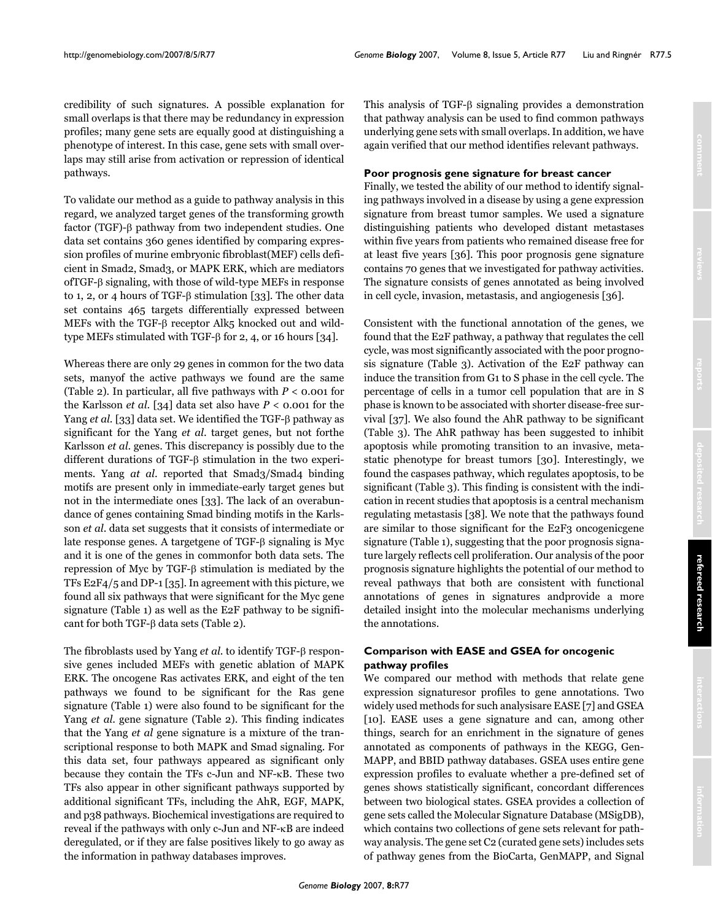credibility of such signatures. A possible explanation for small overlaps is that there may be redundancy in expression profiles; many gene sets are equally good at distinguishing a phenotype of interest. In this case, gene sets with small overlaps may still arise from activation or repression of identical pathways.

To validate our method as a guide to pathway analysis in this regard, we analyzed target genes of the transforming growth factor (TGF)-β pathway from two independent studies. One data set contains 360 genes identified by comparing expression profiles of murine embryonic fibroblast(MEF) cells deficient in Smad2, Smad3, or MAPK ERK, which are mediators ofTGF-β signaling, with those of wild-type MEFs in response to 1, 2, or 4 hours of TGF-β stimulation [33]. The other data set contains 465 targets differentially expressed between MEFs with the TGF-β receptor Alk5 knocked out and wild-type MEFs stimulated with TGF-β for 2, 4, or 16 hours [34].

Whereas there are only 29 genes in common for the two data sets, manyof the active pathways we found are the same (Table 2). In particular, all five pathways with $P < 0.001$ for the Karlsson *et al.* [34] data set also have $P < 0.001$ for the Yang *et al.* [33] data set. We identified the TGF-β pathway as significant for the Yang *et al.* target genes, but not forthe Karlsson *et al.* genes. This discrepancy is possibly due to the different durations of TGF-β stimulation in the two experiments. Yang *at al.* reported that Smad3/Smad4 binding motifs are present only in immediate-early target genes but not in the intermediate ones [33]. The lack of an overabundance of genes containing Smad binding motifs in the Karlsson *et al.* data set suggests that it consists of intermediate or late response genes. A targetgene of TGF-β signaling is Myc and it is one of the genes in commonfor both data sets. The repression of Myc by TGF-β stimulation is mediated by the TFs E2F4/5 and DP-1 [35]. In agreement with this picture, we found all six pathways that were significant for the Myc gene signature (Table 1) as well as the E2F pathway to be significant for both TGF-β data sets (Table 2).

The fibroblasts used by Yang *et al.* to identify TGF-β responsive genes included MEFs with genetic ablation of MAPK ERK. The oncogene Ras activates ERK, and eight of the ten pathways we found to be significant for the Ras gene signature (Table 1) were also found to be significant for the Yang *et al.* gene signature (Table 2). This finding indicates that the Yang *et al* gene signature is a mixture of the transcriptional response to both MAPK and Smad signaling. For this data set, four pathways appeared as significant only because they contain the TFs c-Jun and NF-κB. These two TFs also appear in other significant pathways supported by additional significant TFs, including the AhR, EGF, MAPK, and p38 pathways. Biochemical investigations are required to reveal if the pathways with only c-Jun and NF-κB are indeed deregulated, or if they are false positives likely to go away as the information in pathway databases improves.

This analysis of TGF-β signaling provides a demonstration that pathway analysis can be used to find common pathways underlying gene sets with small overlaps. In addition, we have again verified that our method identifies relevant pathways.

### Poor prognosis gene signature for breast cancer

Finally, we tested the ability of our method to identify signaling pathways involved in a disease by using a gene expression signature from breast tumor samples. We used a signature distinguishing patients who developed distant metastases within five years from patients who remained disease free for at least five years [36]. This poor prognosis gene signature contains 70 genes that we investigated for pathway activities. The signature consists of genes annotated as being involved in cell cycle, invasion, metastasis, and angiogenesis [36].

Consistent with the functional annotation of the genes, we found that the E2F pathway, a pathway that regulates the cell cycle, was most significantly associated with the poor prognosis signature (Table 3). Activation of the E2F pathway can induce the transition from G1 to S phase in the cell cycle. The percentage of cells in a tumor cell population that are in S phase is known to be associated with shorter disease-free survival [37]. We also found the AhR pathway to be significant (Table 3). The AhR pathway has been suggested to inhibit apoptosis while promoting transition to an invasive, metastatic phenotype for breast tumors [30]. Interestingly, we found the caspases pathway, which regulates apoptosis, to be significant (Table 3). This finding is consistent with the indication in recent studies that apoptosis is a central mechanism regulating metastasis [38]. We note that the pathways found are similar to those significant for the E2F3 oncogenicgene signature (Table 1), suggesting that the poor prognosis signature largely reflects cell proliferation. Our analysis of the poor prognosis signature highlights the potential of our method to reveal pathways that both are consistent with functional annotations of genes in signatures andprovide a more detailed insight into the molecular mechanisms underlying the annotations.

### Comparison with EASE and GSEA for oncogenic pathway profiles

We compared our method with methods that relate gene expression signaturesor profiles to gene annotations. Two widely used methods for such analysisare EASE [7] and GSEA [10]. EASE uses a gene signature and can, among other things, search for an enrichment in the signature of genes annotated as components of pathways in the KEGG, GenMAPP, and BBID pathway databases. GSEA uses entire gene expression profiles to evaluate whether a pre-defined set of genes shows statistically significant, concordant differences between two biological states. GSEA provides a collection of gene sets called the Molecular Signature Database (MSigDB), which contains two collections of gene sets relevant for pathway analysis. The gene set C2 (curated gene sets) includes sets of pathway genes from the BioCarta, GenMAPP, and Signal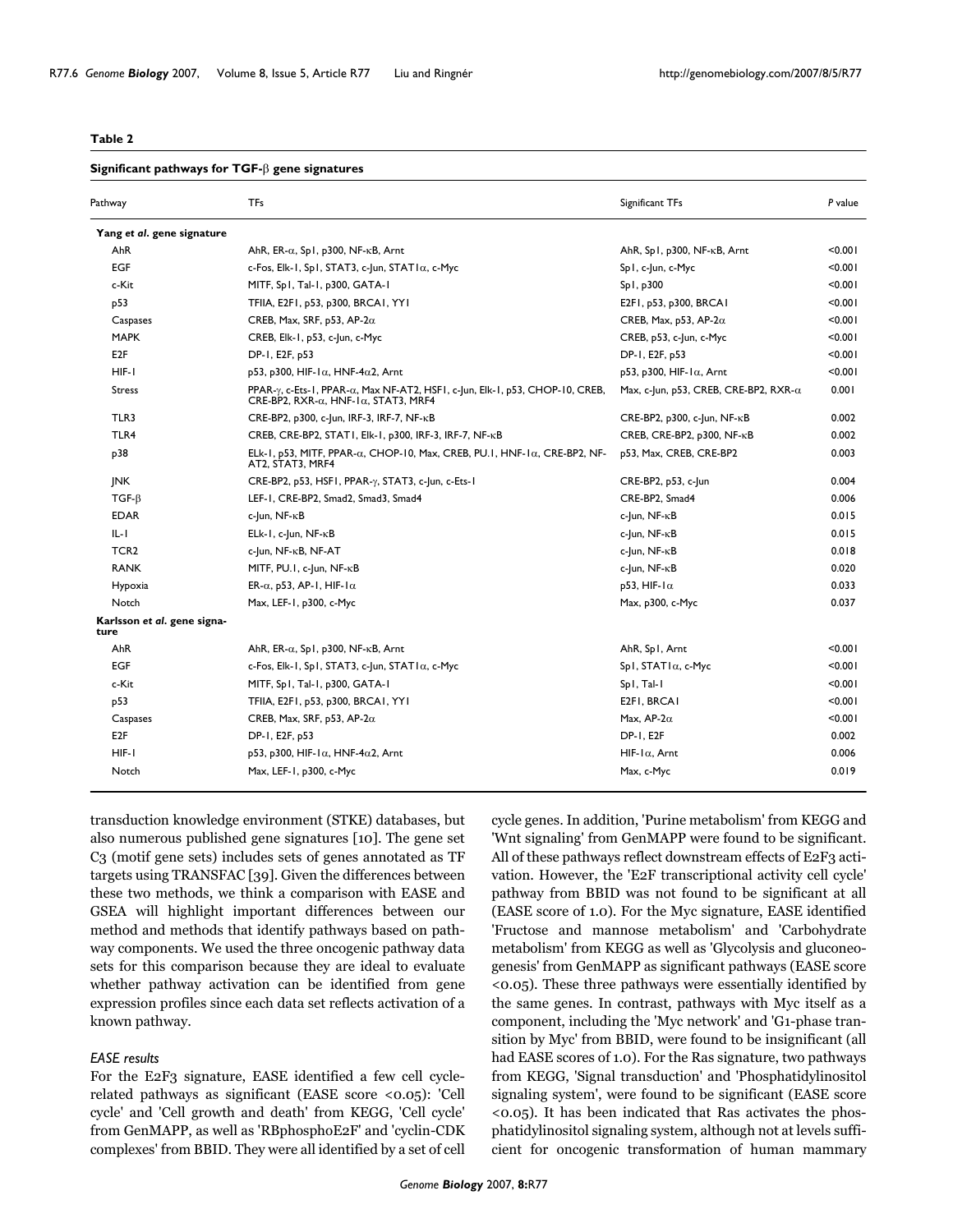**Table 2**

**Significant pathways for TGF-β gene signatures**

| Pathway | TFs | Significant TFs | *P* value |
|---|---|---|---|
| **Yang *et al*. gene signature** | | | |
| AhR | AhR, ER-α, Sp1, p300, NF-κB, Arnt | AhR, Sp1, p300, NF-κB, Arnt | <0.001 |
| EGF | c-Fos, Elk-1, Sp1, STAT3, c-Jun, STAT1α, c-Myc | Sp1, c-Jun, c-Myc | <0.001 |
| c-Kit | MITF, Sp1, Tal-1, p300, GATA-1 | Sp1, p300 | <0.001 |
| p53 | TFIIA, E2F1, p53, p300, BRCA1, YY1 | E2F1, p53, p300, BRCA1 | <0.001 |
| Caspases | CREB, Max, SRF, p53, AP-2α | CREB, Max, p53, AP-2α | <0.001 |
| MAPK | CREB, Elk-1, p53, c-Jun, c-Myc | CREB, p53, c-Jun, c-Myc | <0.001 |
| E2F | DP-1, E2F, p53 | DP-1, E2F, p53 | <0.001 |
| HIF-1 | p53, p300, HIF-1α, HNF-4α2, Arnt | p53, p300, HIF-1α, Arnt | <0.001 |
| Stress | PPAR-γ, c-Ets-1, PPAR-α, Max NF-AT2, HSF1, c-Jun, Elk-1, p53, CHOP-10, CREB, CRE-BP2, RXR-α, HNF-1α, STAT3, MRF4 | Max, c-Jun, p53, CREB, CRE-BP2, RXR-α | 0.001 |
| TLR3 | CRE-BP2, p300, c-Jun, IRF-3, IRF-7, NF-κB | CRE-BP2, p300, c-Jun, NF-κB | 0.002 |
| TLR4 | CREB, CRE-BP2, STAT1, Elk-1, p300, IRF-3, IRF-7, NF-κB | CREB, CRE-BP2, p300, NF-κB | 0.002 |
| p38 | ELk-1, p53, MITF, PPAR-α, CHOP-10, Max, CREB, PU.1, HNF-1α, CRE-BP2, NF-AT2, STAT3, MRF4 | p53, Max, CREB, CRE-BP2 | 0.003 |
| JNK | CRE-BP2, p53, HSF1, PPAR-γ, STAT3, c-Jun, c-Ets-1 | CRE-BP2, p53, c-Jun | 0.004 |
| TGF-β | LEF-1, CRE-BP2, Smad2, Smad3, Smad4 | CRE-BP2, Smad4 | 0.006 |
| EDAR | c-Jun, NF-κB | c-Jun, NF-κB | 0.015 |
| IL-1 | ELk-1, c-Jun, NF-κB | c-Jun, NF-κB | 0.015 |
| TCR2 | c-Jun, NF-κB, NF-AT | c-Jun, NF-κB | 0.018 |
| RANK | MITF, PU.1, c-Jun, NF-κB | c-Jun, NF-κB | 0.020 |
| Hypoxia | ER-α, p53, AP-1, HIF-1α | p53, HIF-1α | 0.033 |
| Notch | Max, LEF-1, p300, c-Myc | Max, p300, c-Myc | 0.037 |
| **Karlsson *et al*. gene signature** | | | |
| AhR | AhR, ER-α, Sp1, p300, NF-κB, Arnt | AhR, Sp1, Arnt | <0.001 |
| EGF | c-Fos, Elk-1, Sp1, STAT3, c-Jun, STAT1α, c-Myc | Sp1, STAT1α, c-Myc | <0.001 |
| c-Kit | MITF, Sp1, Tal-1, p300, GATA-1 | Sp1, Tal-1 | <0.001 |
| p53 | TFIIA, E2F1, p53, p300, BRCA1, YY1 | E2F1, BRCA1 | <0.001 |
| Caspases | CREB, Max, SRF, p53, AP-2α | Max, AP-2α | <0.001 |
| E2F | DP-1, E2F, p53 | DP-1, E2F | 0.002 |
| HIF-1 | p53, p300, HIF-1α, HNF-4α2, Arnt | HIF-1α, Arnt | 0.006 |
| Notch | Max, LEF-1, p300, c-Myc | Max, c-Myc | 0.019 |

transduction knowledge environment (STKE) databases, but also numerous published gene signatures [10]. The gene set C3 (motif gene sets) includes sets of genes annotated as TF targets using TRANSFAC [39]. Given the differences between these two methods, we think a comparison with EASE and GSEA will highlight important differences between our method and methods that identify pathways based on pathway components. We used the three oncogenic pathway data sets for this comparison because they are ideal to evaluate whether pathway activation can be identified from gene expression profiles since each data set reflects activation of a known pathway.

### *EASE results*

For the E2F3 signature, EASE identified a few cell cycle-related pathways as significant (EASE score <0.05): 'Cell cycle' and 'Cell growth and death' from KEGG, 'Cell cycle' from GenMAPP, as well as 'RBphosphoE2F' and 'cyclin-CDK complexes' from BBID. They were all identified by a set of cell cycle genes. In addition, 'Purine metabolism' from KEGG and 'Wnt signaling' from GenMAPP were found to be significant. All of these pathways reflect downstream effects of E2F3 activation. However, the 'E2F transcriptional activity cell cycle' pathway from BBID was not found to be significant at all (EASE score of 1.0). For the Myc signature, EASE identified 'Fructose and mannose metabolism' and 'Carbohydrate metabolism' from KEGG as well as 'Glycolysis and gluconeogenesis' from GenMAPP as significant pathways (EASE score <0.05). These three pathways were essentially identified by the same genes. In contrast, pathways with Myc itself as a component, including the 'Myc network' and 'G1-phase transition by Myc' from BBID, were found to be insignificant (all had EASE scores of 1.0). For the Ras signature, two pathways from KEGG, 'Signal transduction' and 'Phosphatidylinositol signaling system', were found to be significant (EASE score <0.05). It has been indicated that Ras activates the phosphatidylinositol signaling system, although not at levels sufficient for oncogenic transformation of human mammary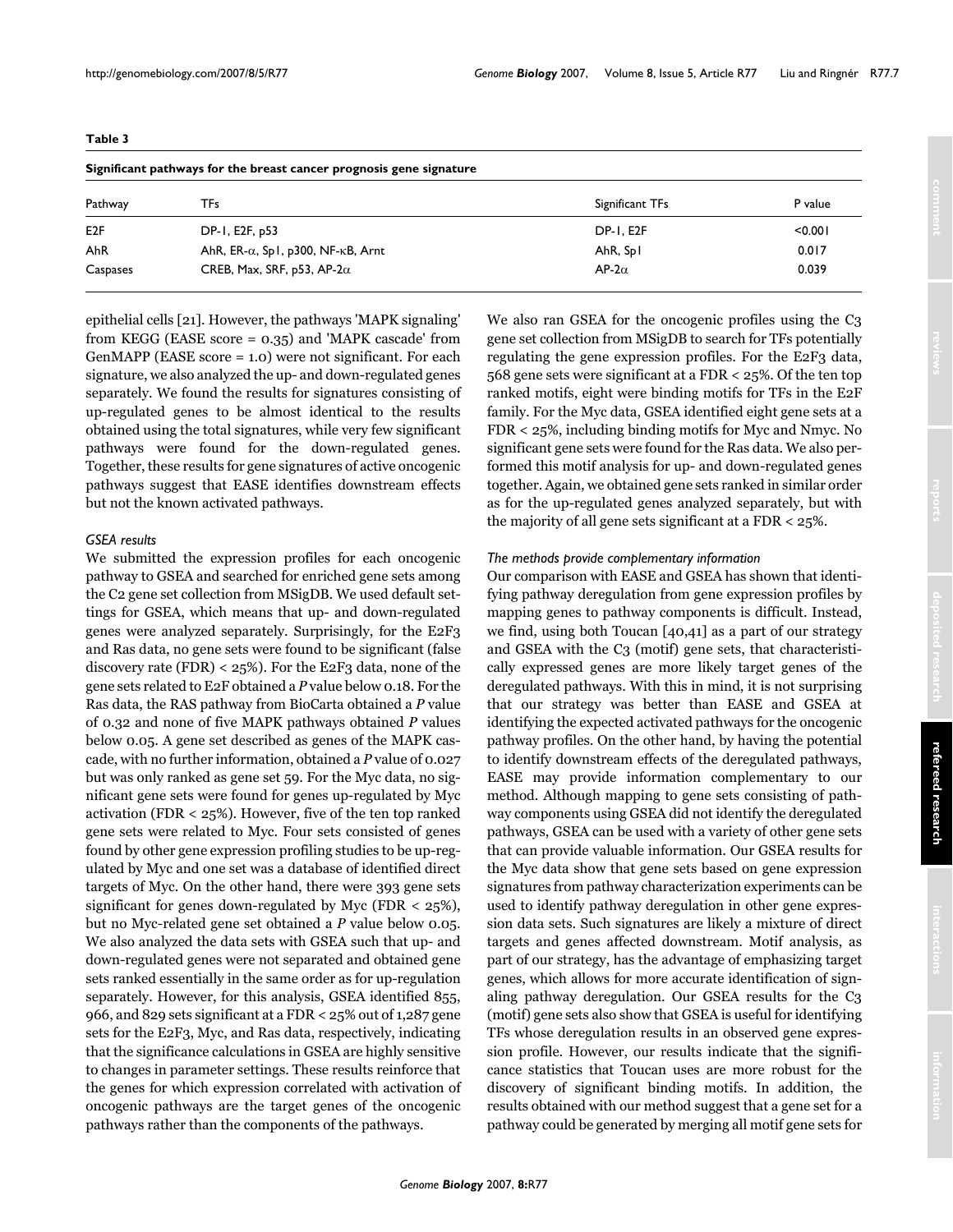**Table 3**

**Significant pathways for the breast cancer prognosis gene signature**

| Pathway | TFs | Significant TFs | P value |
|---|---|---|---|
| E2F | DP-1, E2F, p53 | DP-1, E2F | <0.001 |
| AhR | AhR, ER-α, Sp1, p300, NF-κB, Arnt | AhR, Sp1 | 0.017 |
| Caspases | CREB, Max, SRF, p53, AP-2α | AP-2α | 0.039 |

epithelial cells [21]. However, the pathways 'MAPK signaling' from KEGG (EASE score = 0.35) and 'MAPK cascade' from GenMAPP (EASE score = 1.0) were not significant. For each signature, we also analyzed the up- and down-regulated genes separately. We found the results for signatures consisting of up-regulated genes to be almost identical to the results obtained using the total signatures, while very few significant pathways were found for the down-regulated genes. Together, these results for gene signatures of active oncogenic pathways suggest that EASE identifies downstream effects but not the known activated pathways.

### GSEA results

We submitted the expression profiles for each oncogenic pathway to GSEA and searched for enriched gene sets among the C2 gene set collection from MSigDB. We used default settings for GSEA, which means that up- and down-regulated genes were analyzed separately. Surprisingly, for the E2F3 and Ras data, no gene sets were found to be significant (false discovery rate (FDR) < 25%). For the E2F3 data, none of the gene sets related to E2F obtained a *P* value below 0.18. For the Ras data, the RAS pathway from BioCarta obtained a *P* value of 0.32 and none of five MAPK pathways obtained *P* values below 0.05. A gene set described as genes of the MAPK cascade, with no further information, obtained a *P* value of 0.027 but was only ranked as gene set 59. For the Myc data, no significant gene sets were found for genes up-regulated by Myc activation (FDR < 25%). However, five of the ten top ranked gene sets were related to Myc. Four sets consisted of genes found by other gene expression profiling studies to be up-regulated by Myc and one set was a database of identified direct targets of Myc. On the other hand, there were 393 gene sets significant for genes down-regulated by Myc (FDR < 25%), but no Myc-related gene set obtained a *P* value below 0.05. We also analyzed the data sets with GSEA such that up- and down-regulated genes were not separated and obtained gene sets ranked essentially in the same order as for up-regulation separately. However, for this analysis, GSEA identified 855, 966, and 829 sets significant at a FDR < 25% out of 1,287 gene sets for the E2F3, Myc, and Ras data, respectively, indicating that the significance calculations in GSEA are highly sensitive to changes in parameter settings. These results reinforce that the genes for which expression correlated with activation of oncogenic pathways are the target genes of the oncogenic pathways rather than the components of the pathways.

We also ran GSEA for the oncogenic profiles using the C3 gene set collection from MSigDB to search for TFs potentially regulating the gene expression profiles. For the E2F3 data, 568 gene sets were significant at a FDR < 25%. Of the ten top ranked motifs, eight were binding motifs for TFs in the E2F family. For the Myc data, GSEA identified eight gene sets at a FDR < 25%, including binding motifs for Myc and Nmyc. No significant gene sets were found for the Ras data. We also performed this motif analysis for up- and down-regulated genes together. Again, we obtained gene sets ranked in similar order as for the up-regulated genes analyzed separately, but with the majority of all gene sets significant at a FDR < 25%.

### The methods provide complementary information

Our comparison with EASE and GSEA has shown that identifying pathway deregulation from gene expression profiles by mapping genes to pathway components is difficult. Instead, we find, using both Toucan [40,41] as a part of our strategy and GSEA with the C3 (motif) gene sets, that characteristically expressed genes are more likely target genes of the deregulated pathways. With this in mind, it is not surprising that our strategy was better than EASE and GSEA at identifying the expected activated pathways for the oncogenic pathway profiles. On the other hand, by having the potential to identify downstream effects of the deregulated pathways, EASE may provide information complementary to our method. Although mapping to gene sets consisting of pathway components using GSEA did not identify the deregulated pathways, GSEA can be used with a variety of other gene sets that can provide valuable information. Our GSEA results for the Myc data show that gene sets based on gene expression signatures from pathway characterization experiments can be used to identify pathway deregulation in other gene expression data sets. Such signatures are likely a mixture of direct targets and genes affected downstream. Motif analysis, as part of our strategy, has the advantage of emphasizing target genes, which allows for more accurate identification of signaling pathway deregulation. Our GSEA results for the C3 (motif) gene sets also show that GSEA is useful for identifying TFs whose deregulation results in an observed gene expression profile. However, our results indicate that the significance statistics that Toucan uses are more robust for the discovery of significant binding motifs. In addition, the results obtained with our method suggest that a gene set for a pathway could be generated by merging all motif gene sets for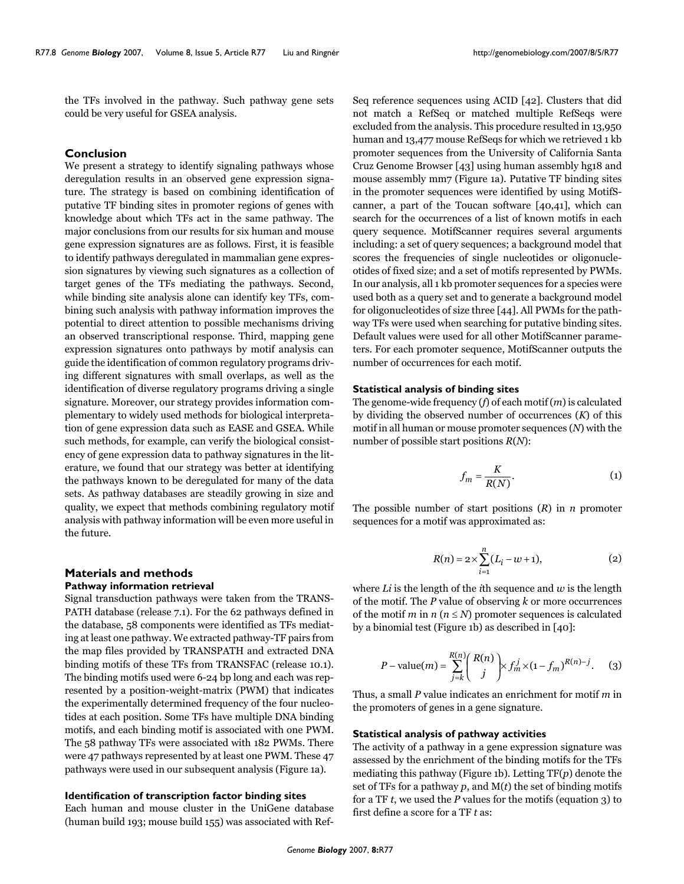the TFs involved in the pathway. Such pathway gene sets could be very useful for GSEA analysis.

## Conclusion

We present a strategy to identify signaling pathways whose deregulation results in an observed gene expression signature. The strategy is based on combining identification of putative TF binding sites in promoter regions of genes with knowledge about which TFs act in the same pathway. The major conclusions from our results for six human and mouse gene expression signatures are as follows. First, it is feasible to identify pathways deregulated in mammalian gene expression signatures by viewing such signatures as a collection of target genes of the TFs mediating the pathways. Second, while binding site analysis alone can identify key TFs, combining such analysis with pathway information improves the potential to direct attention to possible mechanisms driving an observed transcriptional response. Third, mapping gene expression signatures onto pathways by motif analysis can guide the identification of common regulatory programs driving different signatures with small overlaps, as well as the identification of diverse regulatory programs driving a single signature. Moreover, our strategy provides information complementary to widely used methods for biological interpretation of gene expression data such as EASE and GSEA. While such methods, for example, can verify the biological consistency of gene expression data to pathway signatures in the literature, we found that our strategy was better at identifying the pathways known to be deregulated for many of the data sets. As pathway databases are steadily growing in size and quality, we expect that methods combining regulatory motif analysis with pathway information will be even more useful in the future.

## Materials and methods

### Pathway information retrieval

Signal transduction pathways were taken from the TRANSPATH database (release 7.1). For the 62 pathways defined in the database, 58 components were identified as TFs mediating at least one pathway. We extracted pathway-TF pairs from the map files provided by TRANSPATH and extracted DNA binding motifs of these TFs from TRANSFAC (release 10.1). The binding motifs used were 6-24 bp long and each was represented by a position-weight-matrix (PWM) that indicates the experimentally determined frequency of the four nucleotides at each position. Some TFs have multiple DNA binding motifs, and each binding motif is associated with one PWM. The 58 pathway TFs were associated with 182 PWMs. There were 47 pathways represented by at least one PWM. These 47 pathways were used in our subsequent analysis (Figure 1a).

### Identification of transcription factor binding sites

Each human and mouse cluster in the UniGene database (human build 193; mouse build 155) was associated with RefSeq reference sequences using ACID [42]. Clusters that did not match a RefSeq or matched multiple RefSeqs were excluded from the analysis. This procedure resulted in 13,950 human and 13,477 mouse RefSeqs for which we retrieved 1 kb promoter sequences from the University of California Santa Cruz Genome Browser [43] using human assembly hg18 and mouse assembly mm7 (Figure 1a). Putative TF binding sites in the promoter sequences were identified by using MotifScanner, a part of the Toucan software [40,41], which can search for the occurrences of a list of known motifs in each query sequence. MotifScanner requires several arguments including: a set of query sequences; a background model that scores the frequencies of single nucleotides or oligonucleotides of fixed size; and a set of motifs represented by PWMs. In our analysis, all 1 kb promoter sequences for a species were used both as a query set and to generate a background model for oligonucleotides of size three [44]. All PWMs for the pathway TFs were used when searching for putative binding sites. Default values were used for all other MotifScanner parameters. For each promoter sequence, MotifScanner outputs the number of occurrences for each motif.

### Statistical analysis of binding sites

The genome-wide frequency ($f$) of each motif ($m$) is calculated by dividing the observed number of occurrences ($K$) of this motif in all human or mouse promoter sequences ($N$) with the number of possible start positions $R(N)$:

$$f_m = \frac{K}{R(N)}. \quad (1)$$

The possible number of start positions ($R$) in $n$ promoter sequences for a motif was approximated as:

$$R(n) = 2 \times \sum_{i=1}^{n} (L_i - w + 1), \quad (2)$$

where $Li$ is the length of the $i$th sequence and $w$ is the length of the motif. The $P$ value of observing $k$ or more occurrences of the motif $m$ in $n$ ($n \leq N$) promoter sequences is calculated by a binomial test (Figure 1b) as described in [40]:

$$P-\text{value}(m) = \sum_{j=k}^{R(n)} \binom{R(n)}{j} \times f_m^j \times (1 - f_m)^{R(n)-j}. \quad (3)$$

Thus, a small $P$ value indicates an enrichment for motif $m$ in the promoters of genes in a gene signature.

### Statistical analysis of pathway activities

The activity of a pathway in a gene expression signature was assessed by the enrichment of the binding motifs for the TFs mediating this pathway (Figure 1b). Letting TF($p$) denote the set of TFs for a pathway $p$, and M($t$) the set of binding motifs for a TF $t$, we used the $P$ values for the motifs (equation 3) to first define a score for a TF $t$ as: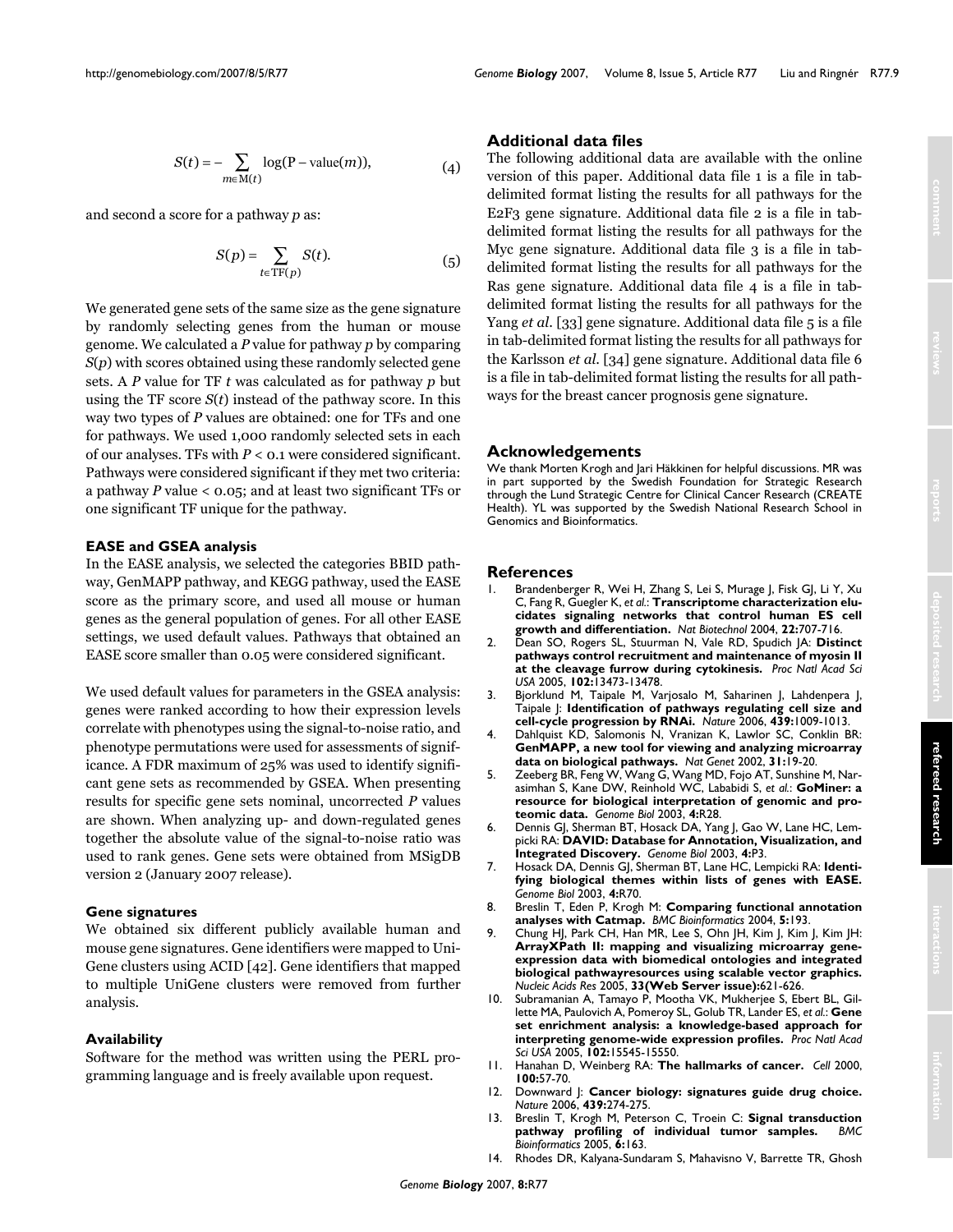$$S(t) = -\sum_{m \in M(t)} \log(\mathrm{P-value}(m)), \qquad (4)$$

and second a score for a pathway $p$ as:

$$S(p) = \sum_{t \in \mathrm{TF}(p)} S(t). \qquad (5)$$

We generated gene sets of the same size as the gene signature by randomly selecting genes from the human or mouse genome. We calculated a *P* value for pathway $p$ by comparing $S(p)$ with scores obtained using these randomly selected gene sets. A *P* value for TF $t$ was calculated as for pathway $p$ but using the TF score $S(t)$ instead of the pathway score. In this way two types of *P* values are obtained: one for TFs and one for pathways. We used 1,000 randomly selected sets in each of our analyses. TFs with $P < 0.1$ were considered significant. Pathways were considered significant if they met two criteria: a pathway *P* value < 0.05; and at least two significant TFs or one significant TF unique for the pathway.

### EASE and GSEA analysis

In the EASE analysis, we selected the categories BBID pathway, GenMAPP pathway, and KEGG pathway, used the EASE score as the primary score, and used all mouse or human genes as the general population of genes. For all other EASE settings, we used default values. Pathways that obtained an EASE score smaller than 0.05 were considered significant.

We used default values for parameters in the GSEA analysis: genes were ranked according to how their expression levels correlate with phenotypes using the signal-to-noise ratio, and phenotype permutations were used for assessments of significance. A FDR maximum of 25% was used to identify significant gene sets as recommended by GSEA. When presenting results for specific gene sets nominal, uncorrected *P* values are shown. When analyzing up- and down-regulated genes together the absolute value of the signal-to-noise ratio was used to rank genes. Gene sets were obtained from MSigDB version 2 (January 2007 release).

### Gene signatures

We obtained six different publicly available human and mouse gene signatures. Gene identifiers were mapped to UniGene clusters using ACID [42]. Gene identifiers that mapped to multiple UniGene clusters were removed from further analysis.

### Availability

Software for the method was written using the PERL programming language and is freely available upon request.

## Additional data files

The following additional data are available with the online version of this paper. Additional data file 1 is a file in tab-delimited format listing the results for all pathways for the E2F3 gene signature. Additional data file 2 is a file in tab-delimited format listing the results for all pathways for the Myc gene signature. Additional data file 3 is a file in tab-delimited format listing the results for all pathways for the Ras gene signature. Additional data file 4 is a file in tab-delimited format listing the results for all pathways for the Yang *et al*. [33] gene signature. Additional data file 5 is a file in tab-delimited format listing the results for all pathways for the Karlsson *et al*. [34] gene signature. Additional data file 6 is a file in tab-delimited format listing the results for all pathways for the breast cancer prognosis gene signature.

## Acknowledgements

We thank Morten Krogh and Jari Häkkinen for helpful discussions. MR was in part supported by the Swedish Foundation for Strategic Research through the Lund Strategic Centre for Clinical Cancer Research (CREATE Health). YL was supported by the Swedish National Research School in Genomics and Bioinformatics.

## References

1. Brandenberger R, Wei H, Zhang S, Lei S, Murage J, Fisk GJ, Li Y, Xu C, Fang R, Guegler K, *et al.*: **Transcriptome characterization elucidates signaling networks that control human ES cell growth and differentiation.** *Nat Biotechnol* 2004, **22:**707-716.
2. Dean SO, Rogers SL, Stuurman N, Vale RD, Spudich JA: **Distinct pathways control recruitment and maintenance of myosin II at the cleavage furrow during cytokinesis.** *Proc Natl Acad Sci USA* 2005, **102:**13473-13478.
3. Bjorklund M, Taipale M, Varjosalo M, Saharinen J, Lahdenpera J, Taipale J: **Identification of pathways regulating cell size and cell-cycle progression by RNAi.** *Nature* 2006, **439:**1009-1013.
4. Dahlquist KD, Salomonis N, Vranizan K, Lawlor SC, Conklin BR: **GenMAPP, a new tool for viewing and analyzing microarray data on biological pathways.** *Nat Genet* 2002, **31:**19-20.
5. Zeeberg BR, Feng W, Wang G, Wang MD, Fojo AT, Sunshine M, Narasimhan S, Kane DW, Reinhold WC, Lababidi S, *et al.*: **GoMiner: a resource for biological interpretation of genomic and proteomic data.** *Genome Biol* 2003, **4:**R28.
6. Dennis GJ, Sherman BT, Hosack DA, Yang J, Gao W, Lane HC, Lempicki RA: **DAVID: Database for Annotation, Visualization, and Integrated Discovery.** *Genome Biol* 2003, **4:**P3.
7. Hosack DA, Dennis GJ, Sherman BT, Lane HC, Lempicki RA: **Identifying biological themes within lists of genes with EASE.** *Genome Biol* 2003, **4:**R70.
8. Breslin T, Eden P, Krogh M: **Comparing functional annotation analyses with Catmap.** *BMC Bioinformatics* 2004, **5:**193.
9. Chung HJ, Park CH, Han MR, Lee S, Ohn JH, Kim J, Kim J, Kim JH: **ArrayXPath II: mapping and visualizing microarray gene-expression data with biomedical ontologies and integrated biological pathwayresources using scalable vector graphics.** *Nucleic Acids Res* 2005, **33(Web Server issue):**621-626.
10. Subramanian A, Tamayo P, Mootha VK, Mukherjee S, Ebert BL, Gillette MA, Paulovich A, Pomeroy SL, Golub TR, Lander ES, *et al.*: **Gene set enrichment analysis: a knowledge-based approach for interpreting genome-wide expression profiles.** *Proc Natl Acad Sci USA* 2005, **102:**15545-15550.
11. Hanahan D, Weinberg RA: **The hallmarks of cancer.** *Cell* 2000, **100:**57-70.
12. Downward J: **Cancer biology: signatures guide drug choice.** *Nature* 2006, **439:**274-275.
13. Breslin T, Krogh M, Peterson C, Troein C: **Signal transduction pathway profiling of individual tumor samples.** *BMC Bioinformatics* 2005, **6:**163.
14. Rhodes DR, Kalyana-Sundaram S, Mahavisno V, Barrette TR, Ghosh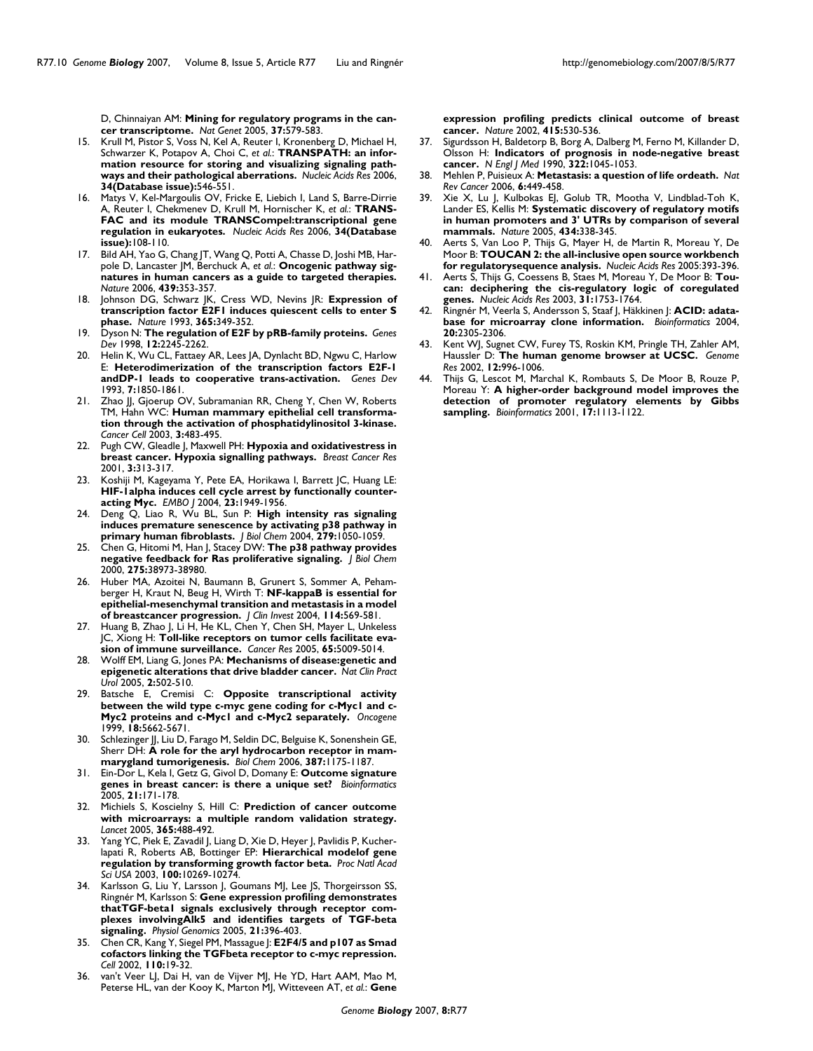D, Chinnaiyan AM: **Mining for regulatory programs in the cancer transcriptome.** *Nat Genet* 2005, **37:**579-583.

15. Krull M, Pistor S, Voss N, Kel A, Reuter I, Kronenberg D, Michael H, Schwarzer K, Potapov A, Choi C, *et al.*: **TRANSPATH: an information resource for storing and visualizing signaling pathways and their pathological aberrations.** *Nucleic Acids Res* 2006, **34(Database issue):**546-551.
16. Matys V, Kel-Margoulis OV, Fricke E, Liebich I, Land S, Barre-Dirrie A, Reuter I, Chekmenev D, Krull M, Hornischer K, *et al.*: **TRANSFAC and its module TRANSCompel:transcriptional gene regulation in eukaryotes.** *Nucleic Acids Res* 2006, **34(Database issue):**108-110.
17. Bild AH, Yao G, Chang JT, Wang Q, Potti A, Chasse D, Joshi MB, Harpole D, Lancaster JM, Berchuck A, *et al.*: **Oncogenic pathway signatures in human cancers as a guide to targeted therapies.** *Nature* 2006, **439:**353-357.
18. Johnson DG, Schwarz JK, Cress WD, Nevins JR: **Expression of transcription factor E2F1 induces quiescent cells to enter S phase.** *Nature* 1993, **365:**349-352.
19. Dyson N: **The regulation of E2F by pRB-family proteins.** *Genes Dev* 1998, **12:**2245-2262.
20. Helin K, Wu CL, Fattaey AR, Lees JA, Dynlacht BD, Ngwu C, Harlow E: **Heterodimerization of the transcription factors E2F-1 andDP-1 leads to cooperative trans-activation.** *Genes Dev* 1993, **7:**1850-1861.
21. Zhao JJ, Gjoerup OV, Subramanian RR, Cheng Y, Chen W, Roberts TM, Hahn WC: **Human mammary epithelial cell transformation through the activation of phosphatidylinositol 3-kinase.** *Cancer Cell* 2003, **3:**483-495.
22. Pugh CW, Gleadle J, Maxwell PH: **Hypoxia and oxidativestress in breast cancer. Hypoxia signalling pathways.** *Breast Cancer Res* 2001, **3:**313-317.
23. Koshiji M, Kageyama Y, Pete EA, Horikawa I, Barrett JC, Huang LE: **HIF-1alpha induces cell cycle arrest by functionally counteracting Myc.** *EMBO J* 2004, **23:**1949-1956.
24. Deng Q, Liao R, Wu BL, Sun P: **High intensity ras signaling induces premature senescence by activating p38 pathway in primary human fibroblasts.** *J Biol Chem* 2004, **279:**1050-1059.
25. Chen G, Hitomi M, Han J, Stacey DW: **The p38 pathway provides negative feedback for Ras proliferative signaling.** *J Biol Chem* 2000, **275:**38973-38980.
26. Huber MA, Azoitei N, Baumann B, Grunert S, Sommer A, Pehamberger H, Kraut N, Beug H, Wirth T: **NF-kappaB is essential for epithelial-mesenchymal transition and metastasis in a model of breastcancer progression.** *J Clin Invest* 2004, **114:**569-581.
27. Huang B, Zhao J, Li H, He KL, Chen Y, Chen SH, Mayer L, Unkeless JC, Xiong H: **Toll-like receptors on tumor cells facilitate evasion of immune surveillance.** *Cancer Res* 2005, **65:**5009-5014.
28. Wolff EM, Liang G, Jones PA: **Mechanisms of disease:genetic and epigenetic alterations that drive bladder cancer.** *Nat Clin Pract Urol* 2005, **2:**502-510.
29. Batsche E, Cremisi C: **Opposite transcriptional activity between the wild type c-myc gene coding for c-Myc1 and c-Myc2 proteins and c-Myc1 and c-Myc2 separately.** *Oncogene* 1999, **18:**5662-5671.
30. Schlezinger JJ, Liu D, Farago M, Seldin DC, Belguise K, Sonenshein GE, Sherr DH: **A role for the aryl hydrocarbon receptor in mammarygland tumorigenesis.** *Biol Chem* 2006, **387:**1175-1187.
31. Ein-Dor L, Kela I, Getz G, Givol D, Domany E: **Outcome signature genes in breast cancer: is there a unique set?** *Bioinformatics* 2005, **21:**171-178.
32. Michiels S, Koscielny S, Hill C: **Prediction of cancer outcome with microarrays: a multiple random validation strategy.** *Lancet* 2005, **365:**488-492.
33. Yang YC, Piek E, Zavadil J, Liang D, Xie D, Heyer J, Pavlidis P, Kucherlapati R, Roberts AB, Bottinger EP: **Hierarchical modelof gene regulation by transforming growth factor beta.** *Proc Natl Acad Sci USA* 2003, **100:**10269-10274.
34. Karlsson G, Liu Y, Larsson J, Goumans MJ, Lee JS, Thorgeirsson SS, Ringnér M, Karlsson S: **Gene expression profiling demonstrates thatTGF-beta1 signals exclusively through receptor complexes involvingAlk5 and identifies targets of TGF-beta signaling.** *Physiol Genomics* 2005, **21:**396-403.
35. Chen CR, Kang Y, Siegel PM, Massague J: **E2F4/5 and p107 as Smad cofactors linking the TGFbeta receptor to c-myc repression.** *Cell* 2002, **110:**19-32.
36. van't Veer LJ, Dai H, van de Vijver MJ, He YD, Hart AAM, Mao M, Peterse HL, van der Kooy K, Marton MJ, Witteveen AT, *et al.*: **Gene expression profiling predicts clinical outcome of breast cancer.** *Nature* 2002, **415:**530-536.
37. Sigurdsson H, Baldetorp B, Borg A, Dalberg M, Ferno M, Killander D, Olsson H: **Indicators of prognosis in node-negative breast cancer.** *N Engl J Med* 1990, **322:**1045-1053.
38. Mehlen P, Puisieux A: **Metastasis: a question of life ordeath.** *Nat Rev Cancer* 2006, **6:**449-458.
39. Xie X, Lu J, Kulbokas EJ, Golub TR, Mootha V, Lindblad-Toh K, Lander ES, Kellis M: **Systematic discovery of regulatory motifs in human promoters and 3' UTRs by comparison of several mammals.** *Nature* 2005, **434:**338-345.
40. Aerts S, Van Loo P, Thijs G, Mayer H, de Martin R, Moreau Y, De Moor B: **TOUCAN 2: the all-inclusive open source workbench for regulatorysequence analysis.** *Nucleic Acids Res* 2005:393-396.
41. Aerts S, Thijs G, Coessens B, Staes M, Moreau Y, De Moor B: **Toucan: deciphering the cis-regulatory logic of coregulated genes.** *Nucleic Acids Res* 2003, **31:**1753-1764.
42. Ringnér M, Veerla S, Andersson S, Staaf J, Häkkinen J: **ACID: adatabase for microarray clone information.** *Bioinformatics* 2004, **20:**2305-2306.
43. Kent WJ, Sugnet CW, Furey TS, Roskin KM, Pringle TH, Zahler AM, Haussler D: **The human genome browser at UCSC.** *Genome Res* 2002, **12:**996-1006.
44. Thijs G, Lescot M, Marchal K, Rombauts S, De Moor B, Rouze P, Moreau Y: **A higher-order background model improves the detection of promoter regulatory elements by Gibbs sampling.** *Bioinformatics* 2001, **17:**1113-1122.